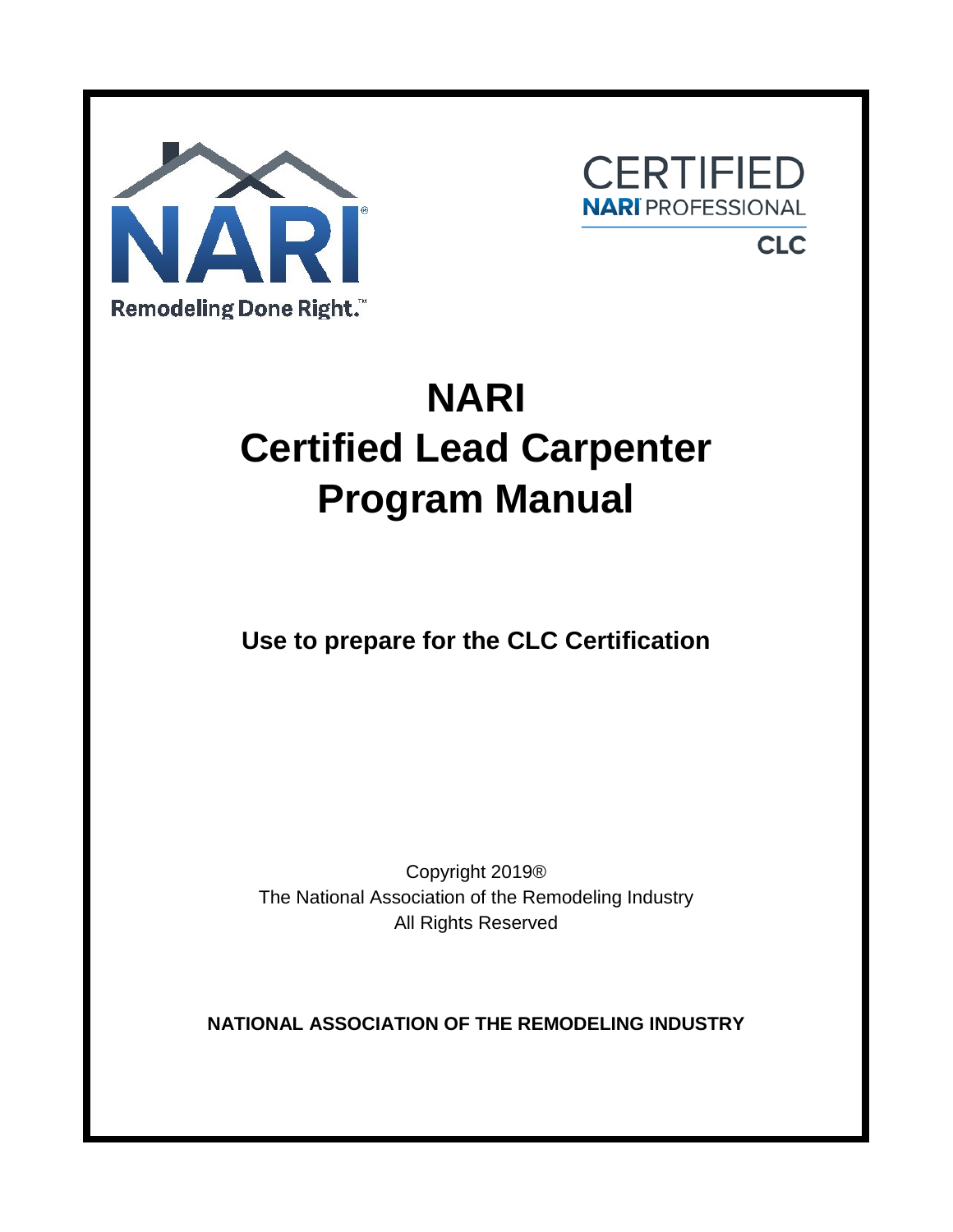Remodeling Done Right.™

CERTIFIED
NARI PROFESSIONAL
CLC

# NARI
# Certified Lead Carpenter
# Program Manual

**Use to prepare for the CLC Certification**

Copyright 2019®
The National Association of the Remodeling Industry
All Rights Reserved

**NATIONAL ASSOCIATION OF THE REMODELING INDUSTRY**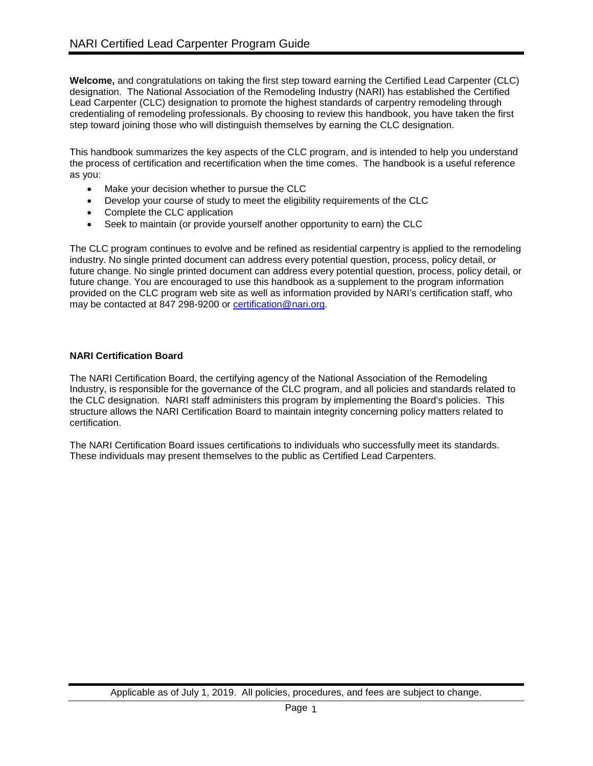**Welcome,** and congratulations on taking the first step toward earning the Certified Lead Carpenter (CLC) designation. The National Association of the Remodeling Industry (NARI) has established the Certified Lead Carpenter (CLC) designation to promote the highest standards of carpentry remodeling through credentialing of remodeling professionals. By choosing to review this handbook, you have taken the first step toward joining those who will distinguish themselves by earning the CLC designation.

This handbook summarizes the key aspects of the CLC program, and is intended to help you understand the process of certification and recertification when the time comes. The handbook is a useful reference as you:

- Make your decision whether to pursue the CLC
- Develop your course of study to meet the eligibility requirements of the CLC
- Complete the CLC application
- Seek to maintain (or provide yourself another opportunity to earn) the CLC

The CLC program continues to evolve and be refined as residential carpentry is applied to the remodeling industry. No single printed document can address every potential question, process, policy detail, or future change. No single printed document can address every potential question, process, policy detail, or future change. You are encouraged to use this handbook as a supplement to the program information provided on the CLC program web site as well as information provided by NARI's certification staff, who may be contacted at 847 298-9200 or certification@nari.org.

**NARI Certification Board**

The NARI Certification Board, the certifying agency of the National Association of the Remodeling Industry, is responsible for the governance of the CLC program, and all policies and standards related to the CLC designation. NARI staff administers this program by implementing the Board's policies. This structure allows the NARI Certification Board to maintain integrity concerning policy matters related to certification.

The NARI Certification Board issues certifications to individuals who successfully meet its standards. These individuals may present themselves to the public as Certified Lead Carpenters.

Applicable as of July 1, 2019. All policies, procedures, and fees are subject to change.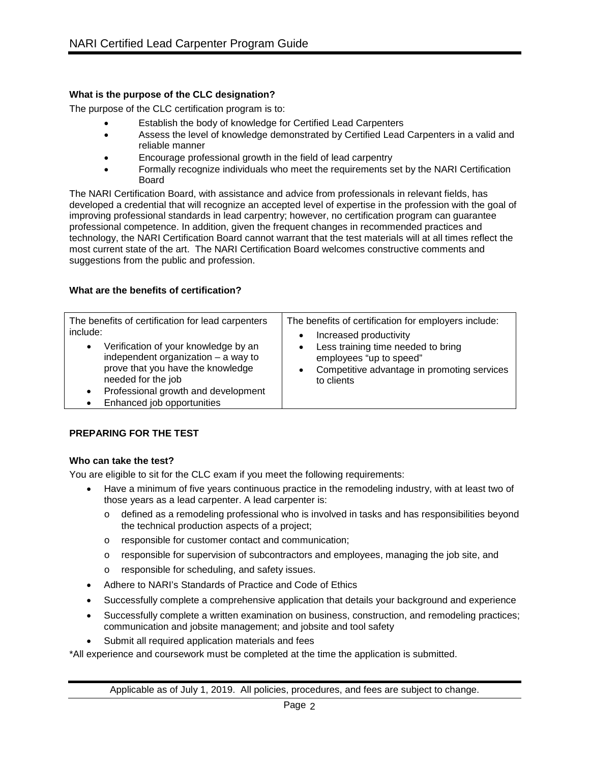**What is the purpose of the CLC designation?**

The purpose of the CLC certification program is to:

- Establish the body of knowledge for Certified Lead Carpenters
- Assess the level of knowledge demonstrated by Certified Lead Carpenters in a valid and reliable manner
- Encourage professional growth in the field of lead carpentry
- Formally recognize individuals who meet the requirements set by the NARI Certification Board

The NARI Certification Board, with assistance and advice from professionals in relevant fields, has developed a credential that will recognize an accepted level of expertise in the profession with the goal of improving professional standards in lead carpentry; however, no certification program can guarantee professional competence. In addition, given the frequent changes in recommended practices and technology, the NARI Certification Board cannot warrant that the test materials will at all times reflect the most current state of the art. The NARI Certification Board welcomes constructive comments and suggestions from the public and profession.

**What are the benefits of certification?**

| | |
|---|---|
| The benefits of certification for lead carpenters include:<br>• Verification of your knowledge by an independent organization – a way to prove that you have the knowledge needed for the job<br>• Professional growth and development<br>• Enhanced job opportunities | The benefits of certification for employers include:<br>• Increased productivity<br>• Less training time needed to bring employees "up to speed"<br>• Competitive advantage in promoting services to clients |

**PREPARING FOR THE TEST**

**Who can take the test?**

You are eligible to sit for the CLC exam if you meet the following requirements:

- Have a minimum of five years continuous practice in the remodeling industry, with at least two of those years as a lead carpenter. A lead carpenter is:
  - defined as a remodeling professional who is involved in tasks and has responsibilities beyond the technical production aspects of a project;
  - responsible for customer contact and communication;
  - responsible for supervision of subcontractors and employees, managing the job site, and
  - responsible for scheduling, and safety issues.
- Adhere to NARI's Standards of Practice and Code of Ethics
- Successfully complete a comprehensive application that details your background and experience
- Successfully complete a written examination on business, construction, and remodeling practices; communication and jobsite management; and jobsite and tool safety
- Submit all required application materials and fees

*All experience and coursework must be completed at the time the application is submitted.

Applicable as of July 1, 2019. All policies, procedures, and fees are subject to change.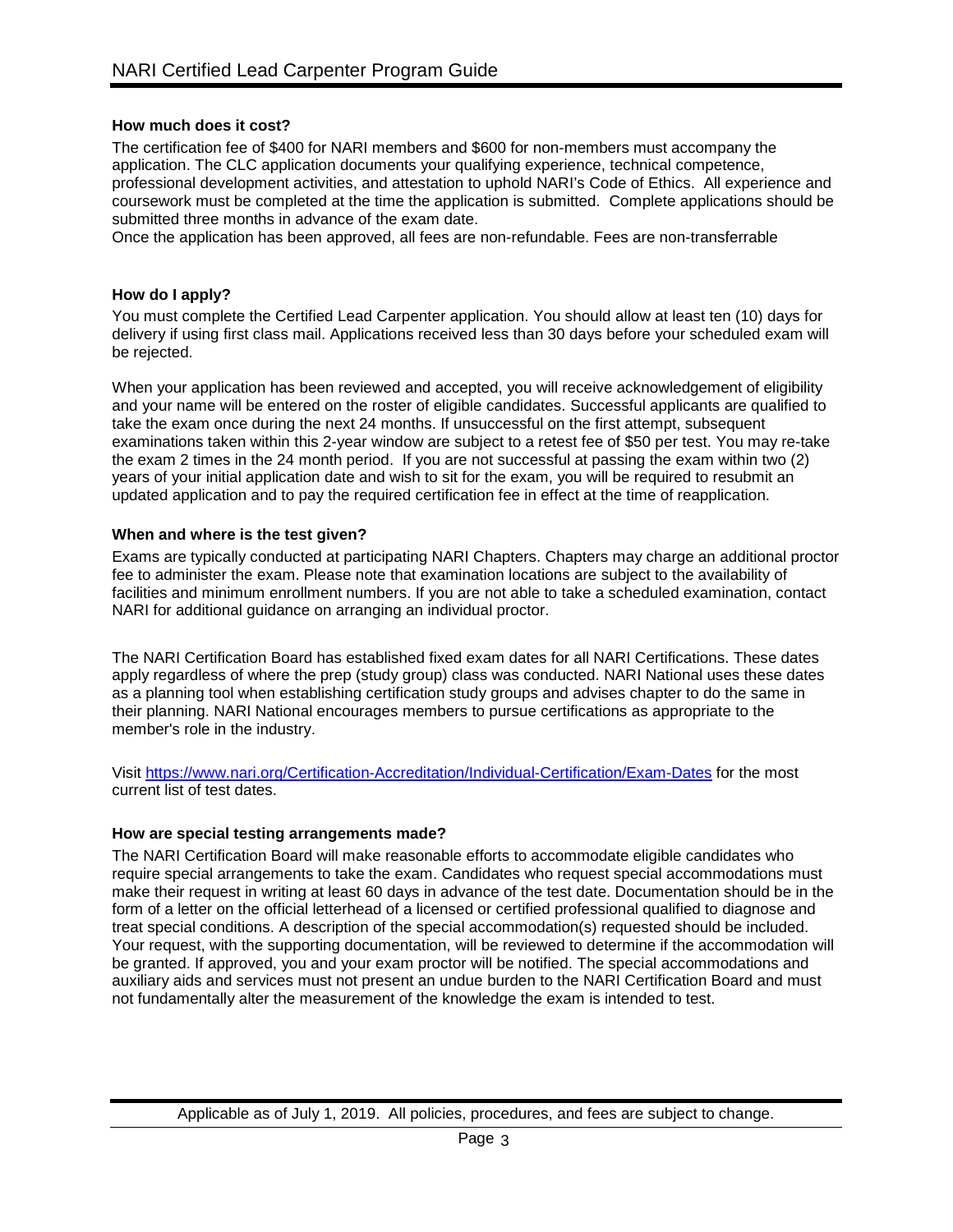### How much does it cost?

The certification fee of $400 for NARI members and $600 for non-members must accompany the application. The CLC application documents your qualifying experience, technical competence, professional development activities, and attestation to uphold NARI's Code of Ethics. All experience and coursework must be completed at the time the application is submitted. Complete applications should be submitted three months in advance of the exam date.

Once the application has been approved, all fees are non-refundable. Fees are non-transferrable

### How do I apply?

You must complete the Certified Lead Carpenter application. You should allow at least ten (10) days for delivery if using first class mail. Applications received less than 30 days before your scheduled exam will be rejected.

When your application has been reviewed and accepted, you will receive acknowledgement of eligibility and your name will be entered on the roster of eligible candidates. Successful applicants are qualified to take the exam once during the next 24 months. If unsuccessful on the first attempt, subsequent examinations taken within this 2-year window are subject to a retest fee of $50 per test. You may re-take the exam 2 times in the 24 month period. If you are not successful at passing the exam within two (2) years of your initial application date and wish to sit for the exam, you will be required to resubmit an updated application and to pay the required certification fee in effect at the time of reapplication.

### When and where is the test given?

Exams are typically conducted at participating NARI Chapters. Chapters may charge an additional proctor fee to administer the exam. Please note that examination locations are subject to the availability of facilities and minimum enrollment numbers. If you are not able to take a scheduled examination, contact NARI for additional guidance on arranging an individual proctor.

The NARI Certification Board has established fixed exam dates for all NARI Certifications. These dates apply regardless of where the prep (study group) class was conducted. NARI National uses these dates as a planning tool when establishing certification study groups and advises chapter to do the same in their planning. NARI National encourages members to pursue certifications as appropriate to the member's role in the industry.

Visit https://www.nari.org/Certification-Accreditation/Individual-Certification/Exam-Dates for the most current list of test dates.

### How are special testing arrangements made?

The NARI Certification Board will make reasonable efforts to accommodate eligible candidates who require special arrangements to take the exam. Candidates who request special accommodations must make their request in writing at least 60 days in advance of the test date. Documentation should be in the form of a letter on the official letterhead of a licensed or certified professional qualified to diagnose and treat special conditions. A description of the special accommodation(s) requested should be included. Your request, with the supporting documentation, will be reviewed to determine if the accommodation will be granted. If approved, you and your exam proctor will be notified. The special accommodations and auxiliary aids and services must not present an undue burden to the NARI Certification Board and must not fundamentally alter the measurement of the knowledge the exam is intended to test.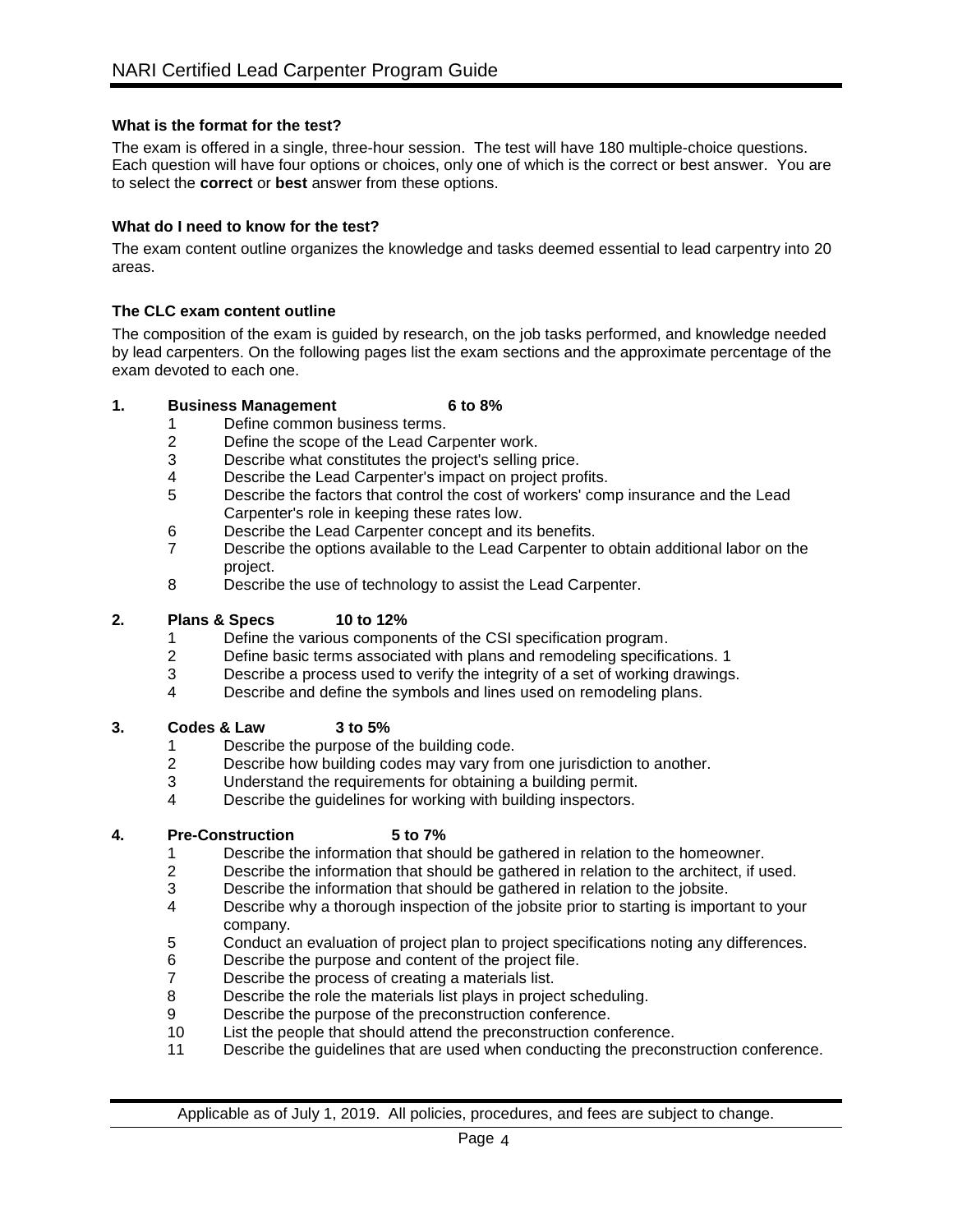### What is the format for the test?

The exam is offered in a single, three-hour session. The test will have 180 multiple-choice questions. Each question will have four options or choices, only one of which is the correct or best answer. You are to select the **correct** or **best** answer from these options.

### What do I need to know for the test?

The exam content outline organizes the knowledge and tasks deemed essential to lead carpentry into 20 areas.

### The CLC exam content outline

The composition of the exam is guided by research, on the job tasks performed, and knowledge needed by lead carpenters. On the following pages list the exam sections and the approximate percentage of the exam devoted to each one.

**1. Business Management 6 to 8%**

1. Define common business terms.
2. Define the scope of the Lead Carpenter work.
3. Describe what constitutes the project's selling price.
4. Describe the Lead Carpenter's impact on project profits.
5. Describe the factors that control the cost of workers' comp insurance and the Lead Carpenter's role in keeping these rates low.
6. Describe the Lead Carpenter concept and its benefits.
7. Describe the options available to the Lead Carpenter to obtain additional labor on the project.
8. Describe the use of technology to assist the Lead Carpenter.

**2. Plans & Specs 10 to 12%**

1. Define the various components of the CSI specification program.
2. Define basic terms associated with plans and remodeling specifications. 1
3. Describe a process used to verify the integrity of a set of working drawings.
4. Describe and define the symbols and lines used on remodeling plans.

**3. Codes & Law 3 to 5%**

1. Describe the purpose of the building code.
2. Describe how building codes may vary from one jurisdiction to another.
3. Understand the requirements for obtaining a building permit.
4. Describe the guidelines for working with building inspectors.

**4. Pre-Construction 5 to 7%**

1. Describe the information that should be gathered in relation to the homeowner.
2. Describe the information that should be gathered in relation to the architect, if used.
3. Describe the information that should be gathered in relation to the jobsite.
4. Describe why a thorough inspection of the jobsite prior to starting is important to your company.
5. Conduct an evaluation of project plan to project specifications noting any differences.
6. Describe the purpose and content of the project file.
7. Describe the process of creating a materials list.
8. Describe the role the materials list plays in project scheduling.
9. Describe the purpose of the preconstruction conference.
10. List the people that should attend the preconstruction conference.
11. Describe the guidelines that are used when conducting the preconstruction conference.

Applicable as of July 1, 2019. All policies, procedures, and fees are subject to change.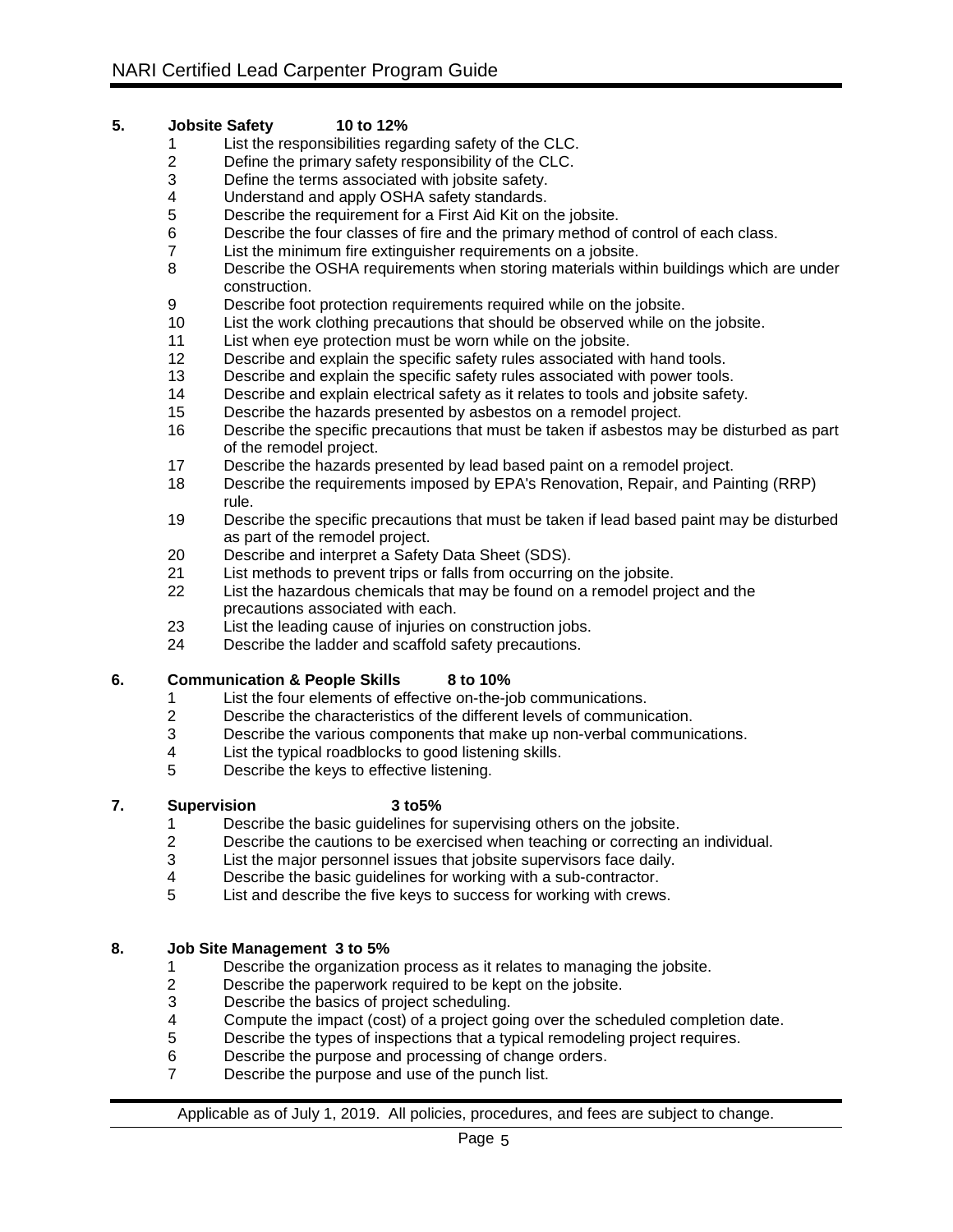## 5. Jobsite Safety 10 to 12%

1. List the responsibilities regarding safety of the CLC.
2. Define the primary safety responsibility of the CLC.
3. Define the terms associated with jobsite safety.
4. Understand and apply OSHA safety standards.
5. Describe the requirement for a First Aid Kit on the jobsite.
6. Describe the four classes of fire and the primary method of control of each class.
7. List the minimum fire extinguisher requirements on a jobsite.
8. Describe the OSHA requirements when storing materials within buildings which are under construction.
9. Describe foot protection requirements required while on the jobsite.
10. List the work clothing precautions that should be observed while on the jobsite.
11. List when eye protection must be worn while on the jobsite.
12. Describe and explain the specific safety rules associated with hand tools.
13. Describe and explain the specific safety rules associated with power tools.
14. Describe and explain electrical safety as it relates to tools and jobsite safety.
15. Describe the hazards presented by asbestos on a remodel project.
16. Describe the specific precautions that must be taken if asbestos may be disturbed as part of the remodel project.
17. Describe the hazards presented by lead based paint on a remodel project.
18. Describe the requirements imposed by EPA's Renovation, Repair, and Painting (RRP) rule.
19. Describe the specific precautions that must be taken if lead based paint may be disturbed as part of the remodel project.
20. Describe and interpret a Safety Data Sheet (SDS).
21. List methods to prevent trips or falls from occurring on the jobsite.
22. List the hazardous chemicals that may be found on a remodel project and the precautions associated with each.
23. List the leading cause of injuries on construction jobs.
24. Describe the ladder and scaffold safety precautions.

## 6. Communication & People Skills 8 to 10%

1. List the four elements of effective on-the-job communications.
2. Describe the characteristics of the different levels of communication.
3. Describe the various components that make up non-verbal communications.
4. List the typical roadblocks to good listening skills.
5. Describe the keys to effective listening.

## 7. Supervision 3 to5%

1. Describe the basic guidelines for supervising others on the jobsite.
2. Describe the cautions to be exercised when teaching or correcting an individual.
3. List the major personnel issues that jobsite supervisors face daily.
4. Describe the basic guidelines for working with a sub-contractor.
5. List and describe the five keys to success for working with crews.

## 8. Job Site Management 3 to 5%

1. Describe the organization process as it relates to managing the jobsite.
2. Describe the paperwork required to be kept on the jobsite.
3. Describe the basics of project scheduling.
4. Compute the impact (cost) of a project going over the scheduled completion date.
5. Describe the types of inspections that a typical remodeling project requires.
6. Describe the purpose and processing of change orders.
7. Describe the purpose and use of the punch list.

Applicable as of July 1, 2019. All policies, procedures, and fees are subject to change.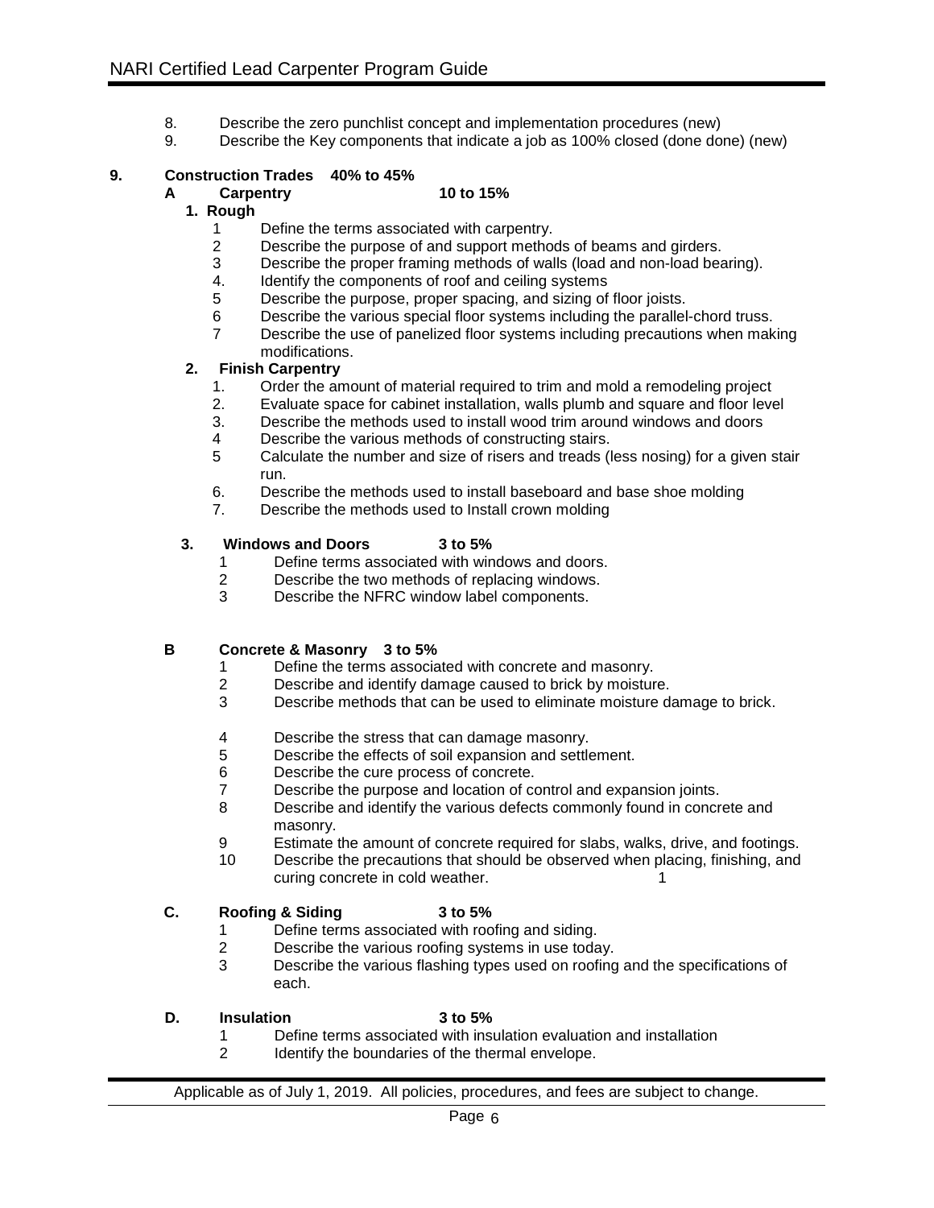8. Describe the zero punchlist concept and implementation procedures (new)
9. Describe the Key components that indicate a job as 100% closed (done done) (new)

## 9. Construction Trades 40% to 45%

### A Carpentry 10 to 15%

**1. Rough**

1 Define the terms associated with carpentry.
2 Describe the purpose of and support methods of beams and girders.
3 Describe the proper framing methods of walls (load and non-load bearing).
4. Identify the components of roof and ceiling systems
5 Describe the purpose, proper spacing, and sizing of floor joists.
6 Describe the various special floor systems including the parallel-chord truss.
7 Describe the use of panelized floor systems including precautions when making modifications.

**2. Finish Carpentry**

1. Order the amount of material required to trim and mold a remodeling project
2. Evaluate space for cabinet installation, walls plumb and square and floor level
3. Describe the methods used to install wood trim around windows and doors
4 Describe the various methods of constructing stairs.
5 Calculate the number and size of risers and treads (less nosing) for a given stair run.
6. Describe the methods used to install baseboard and base shoe molding
7. Describe the methods used to Install crown molding

**3. Windows and Doors 3 to 5%**

1 Define terms associated with windows and doors.
2 Describe the two methods of replacing windows.
3 Describe the NFRC window label components.

### B Concrete & Masonry 3 to 5%

1 Define the terms associated with concrete and masonry.
2 Describe and identify damage caused to brick by moisture.
3 Describe methods that can be used to eliminate moisture damage to brick.
4 Describe the stress that can damage masonry.
5 Describe the effects of soil expansion and settlement.
6 Describe the cure process of concrete.
7 Describe the purpose and location of control and expansion joints.
8 Describe and identify the various defects commonly found in concrete and masonry.
9 Estimate the amount of concrete required for slabs, walks, drive, and footings.
10 Describe the precautions that should be observed when placing, finishing, and curing concrete in cold weather. 1

### C. Roofing & Siding 3 to 5%

1 Define terms associated with roofing and siding.
2 Describe the various roofing systems in use today.
3 Describe the various flashing types used on roofing and the specifications of each.

### D. Insulation 3 to 5%

1 Define terms associated with insulation evaluation and installation
2 Identify the boundaries of the thermal envelope.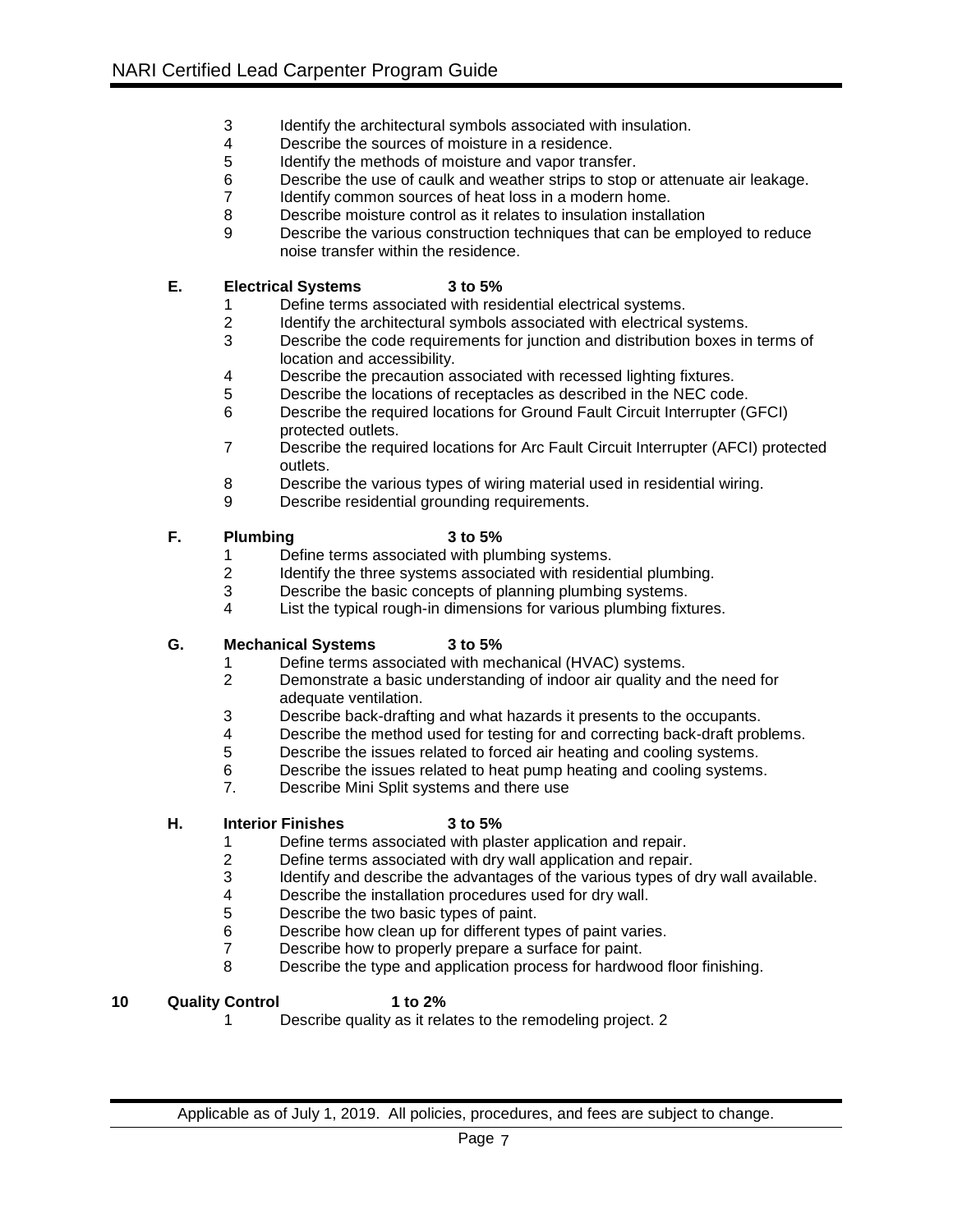3 Identify the architectural symbols associated with insulation.
4 Describe the sources of moisture in a residence.
5 Identify the methods of moisture and vapor transfer.
6 Describe the use of caulk and weather strips to stop or attenuate air leakage.
7 Identify common sources of heat loss in a modern home.
8 Describe moisture control as it relates to insulation installation
9 Describe the various construction techniques that can be employed to reduce noise transfer within the residence.

**E. Electrical Systems 3 to 5%**

1 Define terms associated with residential electrical systems.
2 Identify the architectural symbols associated with electrical systems.
3 Describe the code requirements for junction and distribution boxes in terms of location and accessibility.
4 Describe the precaution associated with recessed lighting fixtures.
5 Describe the locations of receptacles as described in the NEC code.
6 Describe the required locations for Ground Fault Circuit Interrupter (GFCI) protected outlets.
7 Describe the required locations for Arc Fault Circuit Interrupter (AFCI) protected outlets.
8 Describe the various types of wiring material used in residential wiring.
9 Describe residential grounding requirements.

**F. Plumbing 3 to 5%**

1 Define terms associated with plumbing systems.
2 Identify the three systems associated with residential plumbing.
3 Describe the basic concepts of planning plumbing systems.
4 List the typical rough-in dimensions for various plumbing fixtures.

**G. Mechanical Systems 3 to 5%**

1 Define terms associated with mechanical (HVAC) systems.
2 Demonstrate a basic understanding of indoor air quality and the need for adequate ventilation.
3 Describe back-drafting and what hazards it presents to the occupants.
4 Describe the method used for testing for and correcting back-draft problems.
5 Describe the issues related to forced air heating and cooling systems.
6 Describe the issues related to heat pump heating and cooling systems.
7. Describe Mini Split systems and there use

**H. Interior Finishes 3 to 5%**

1 Define terms associated with plaster application and repair.
2 Define terms associated with dry wall application and repair.
3 Identify and describe the advantages of the various types of dry wall available.
4 Describe the installation procedures used for dry wall.
5 Describe the two basic types of paint.
6 Describe how clean up for different types of paint varies.
7 Describe how to properly prepare a surface for paint.
8 Describe the type and application process for hardwood floor finishing.

**10 Quality Control 1 to 2%**

1 Describe quality as it relates to the remodeling project. 2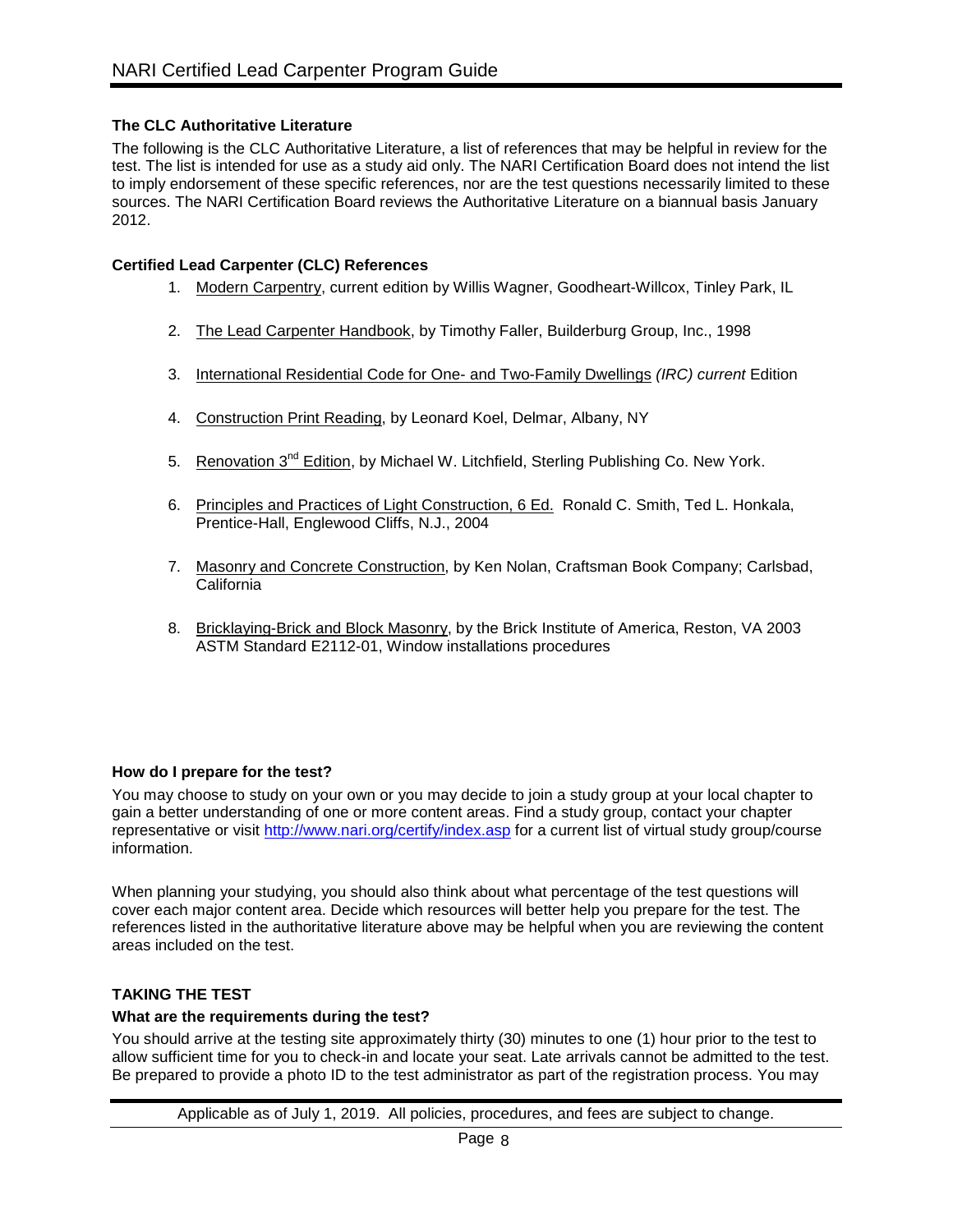### The CLC Authoritative Literature

The following is the CLC Authoritative Literature, a list of references that may be helpful in review for the test. The list is intended for use as a study aid only. The NARI Certification Board does not intend the list to imply endorsement of these specific references, nor are the test questions necessarily limited to these sources. The NARI Certification Board reviews the Authoritative Literature on a biannual basis January 2012.

### Certified Lead Carpenter (CLC) References

1. Modern Carpentry, current edition by Willis Wagner, Goodheart-Willcox, Tinley Park, IL
2. The Lead Carpenter Handbook, by Timothy Faller, Builderburg Group, Inc., 1998
3. International Residential Code for One- and Two-Family Dwellings *(IRC) current* Edition
4. Construction Print Reading, by Leonard Koel, Delmar, Albany, NY
5. Renovation 3rd Edition, by Michael W. Litchfield, Sterling Publishing Co. New York.
6. Principles and Practices of Light Construction, 6 Ed. Ronald C. Smith, Ted L. Honkala, Prentice-Hall, Englewood Cliffs, N.J., 2004
7. Masonry and Concrete Construction, by Ken Nolan, Craftsman Book Company; Carlsbad, California
8. Bricklaying-Brick and Block Masonry, by the Brick Institute of America, Reston, VA 2003 ASTM Standard E2112-01, Window installations procedures

### How do I prepare for the test?

You may choose to study on your own or you may decide to join a study group at your local chapter to gain a better understanding of one or more content areas. Find a study group, contact your chapter representative or visit http://www.nari.org/certify/index.asp for a current list of virtual study group/course information.

When planning your studying, you should also think about what percentage of the test questions will cover each major content area. Decide which resources will better help you prepare for the test. The references listed in the authoritative literature above may be helpful when you are reviewing the content areas included on the test.

## TAKING THE TEST

### What are the requirements during the test?

You should arrive at the testing site approximately thirty (30) minutes to one (1) hour prior to the test to allow sufficient time for you to check-in and locate your seat. Late arrivals cannot be admitted to the test. Be prepared to provide a photo ID to the test administrator as part of the registration process. You may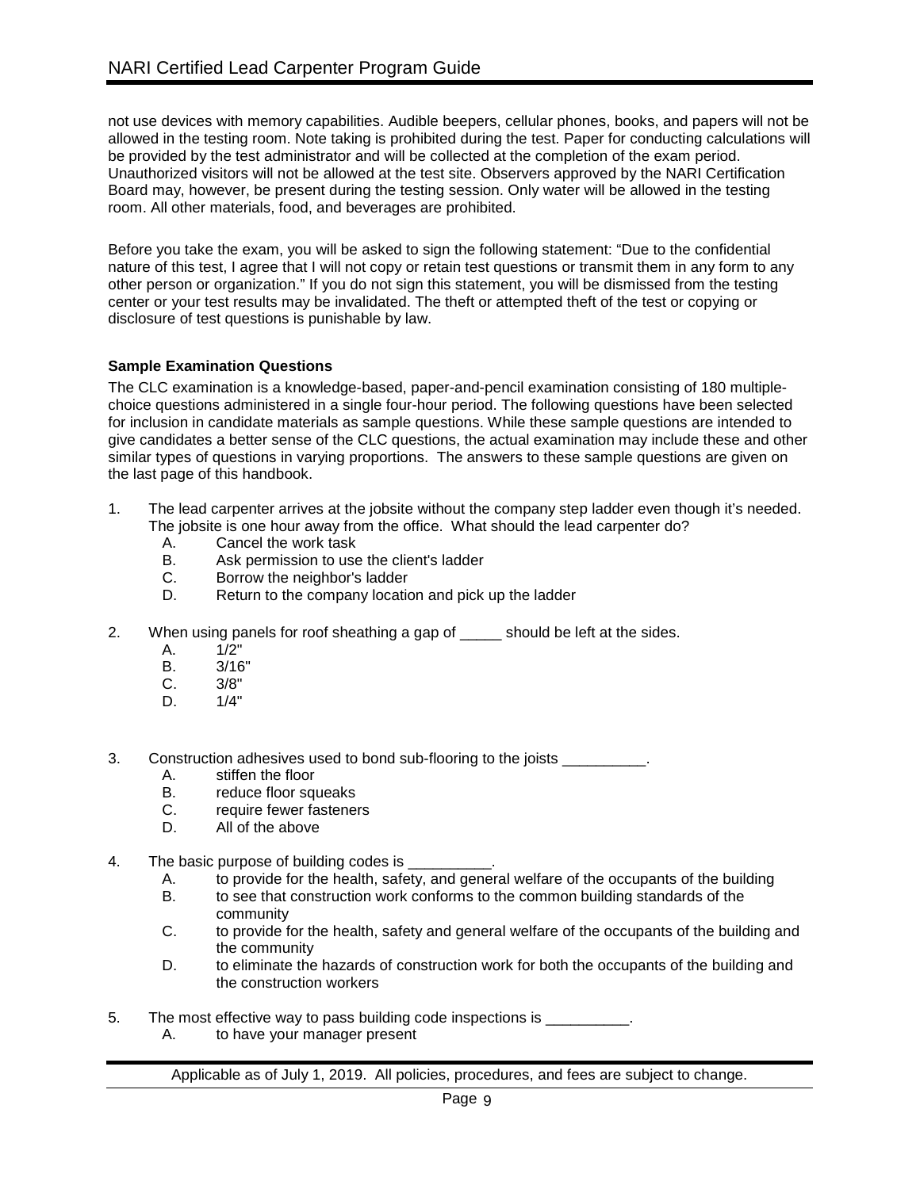not use devices with memory capabilities. Audible beepers, cellular phones, books, and papers will not be allowed in the testing room. Note taking is prohibited during the test. Paper for conducting calculations will be provided by the test administrator and will be collected at the completion of the exam period. Unauthorized visitors will not be allowed at the test site. Observers approved by the NARI Certification Board may, however, be present during the testing session. Only water will be allowed in the testing room. All other materials, food, and beverages are prohibited.

Before you take the exam, you will be asked to sign the following statement: "Due to the confidential nature of this test, I agree that I will not copy or retain test questions or transmit them in any form to any other person or organization." If you do not sign this statement, you will be dismissed from the testing center or your test results may be invalidated. The theft or attempted theft of the test or copying or disclosure of test questions is punishable by law.

**Sample Examination Questions**

The CLC examination is a knowledge-based, paper-and-pencil examination consisting of 180 multiple-choice questions administered in a single four-hour period. The following questions have been selected for inclusion in candidate materials as sample questions. While these sample questions are intended to give candidates a better sense of the CLC questions, the actual examination may include these and other similar types of questions in varying proportions. The answers to these sample questions are given on the last page of this handbook.

1. The lead carpenter arrives at the jobsite without the company step ladder even though it's needed. The jobsite is one hour away from the office. What should the lead carpenter do?
   - A. Cancel the work task
   - B. Ask permission to use the client's ladder
   - C. Borrow the neighbor's ladder
   - D. Return to the company location and pick up the ladder

2. When using panels for roof sheathing a gap of _____ should be left at the sides.
   - A. 1/2"
   - B. 3/16"
   - C. 3/8"
   - D. 1/4"

3. Construction adhesives used to bond sub-flooring to the joists __________.
   - A. stiffen the floor
   - B. reduce floor squeaks
   - C. require fewer fasteners
   - D. All of the above

4. The basic purpose of building codes is __________.
   - A. to provide for the health, safety, and general welfare of the occupants of the building
   - B. to see that construction work conforms to the common building standards of the community
   - C. to provide for the health, safety and general welfare of the occupants of the building and the community
   - D. to eliminate the hazards of construction work for both the occupants of the building and the construction workers

5. The most effective way to pass building code inspections is __________.
   - A. to have your manager present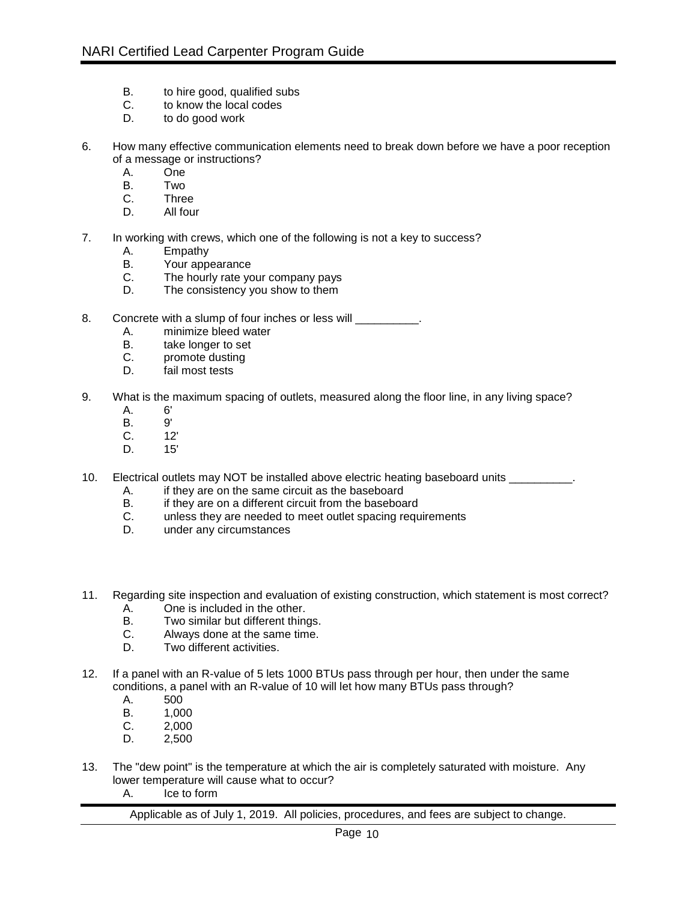B. to hire good, qualified subs
C. to know the local codes
D. to do good work

6. How many effective communication elements need to break down before we have a poor reception of a message or instructions?
   A. One
   B. Two
   C. Three
   D. All four

7. In working with crews, which one of the following is not a key to success?
   A. Empathy
   B. Your appearance
   C. The hourly rate your company pays
   D. The consistency you show to them

8. Concrete with a slump of four inches or less will __________.
   A. minimize bleed water
   B. take longer to set
   C. promote dusting
   D. fail most tests

9. What is the maximum spacing of outlets, measured along the floor line, in any living space?
   A. 6'
   B. 9'
   C. 12'
   D. 15'

10. Electrical outlets may NOT be installed above electric heating baseboard units __________.
    A. if they are on the same circuit as the baseboard
    B. if they are on a different circuit from the baseboard
    C. unless they are needed to meet outlet spacing requirements
    D. under any circumstances

11. Regarding site inspection and evaluation of existing construction, which statement is most correct?
    A. One is included in the other.
    B. Two similar but different things.
    C. Always done at the same time.
    D. Two different activities.

12. If a panel with an R-value of 5 lets 1000 BTUs pass through per hour, then under the same conditions, a panel with an R-value of 10 will let how many BTUs pass through?
    A. 500
    B. 1,000
    C. 2,000
    D. 2,500

13. The "dew point" is the temperature at which the air is completely saturated with moisture. Any lower temperature will cause what to occur?
    A. Ice to form

Applicable as of July 1, 2019. All policies, procedures, and fees are subject to change.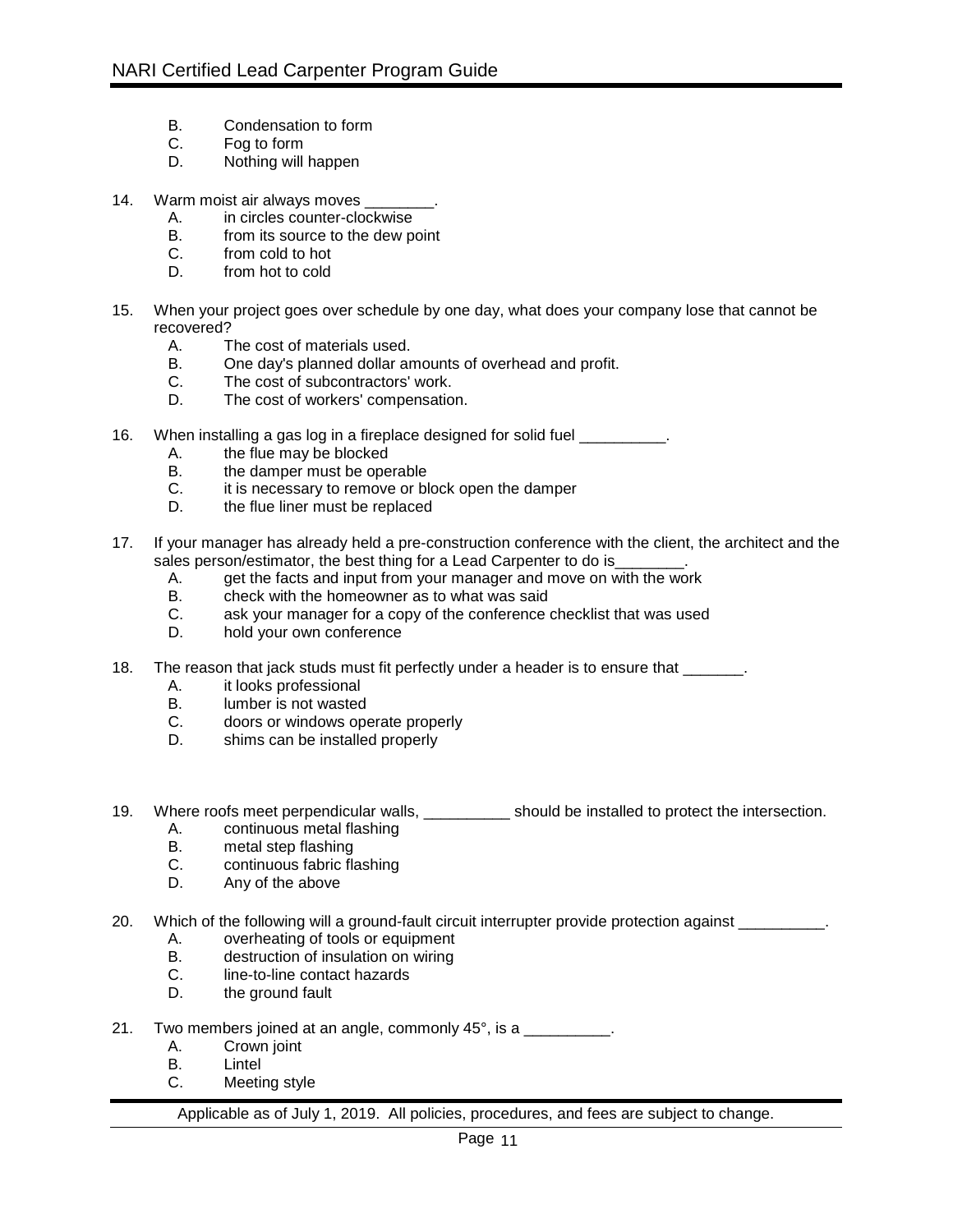B. Condensation to form
   C. Fog to form
   D. Nothing will happen

14. Warm moist air always moves ________.
   A. in circles counter-clockwise
   B. from its source to the dew point
   C. from cold to hot
   D. from hot to cold

15. When your project goes over schedule by one day, what does your company lose that cannot be recovered?
   A. The cost of materials used.
   B. One day's planned dollar amounts of overhead and profit.
   C. The cost of subcontractors' work.
   D. The cost of workers' compensation.

16. When installing a gas log in a fireplace designed for solid fuel __________.
   A. the flue may be blocked
   B. the damper must be operable
   C. it is necessary to remove or block open the damper
   D. the flue liner must be replaced

17. If your manager has already held a pre-construction conference with the client, the architect and the sales person/estimator, the best thing for a Lead Carpenter to do is________.
   A. get the facts and input from your manager and move on with the work
   B. check with the homeowner as to what was said
   C. ask your manager for a copy of the conference checklist that was used
   D. hold your own conference

18. The reason that jack studs must fit perfectly under a header is to ensure that _______.
   A. it looks professional
   B. lumber is not wasted
   C. doors or windows operate properly
   D. shims can be installed properly

19. Where roofs meet perpendicular walls, __________ should be installed to protect the intersection.
   A. continuous metal flashing
   B. metal step flashing
   C. continuous fabric flashing
   D. Any of the above

20. Which of the following will a ground-fault circuit interrupter provide protection against __________.
   A. overheating of tools or equipment
   B. destruction of insulation on wiring
   C. line-to-line contact hazards
   D. the ground fault

21. Two members joined at an angle, commonly 45°, is a __________.
   A. Crown joint
   B. Lintel
   C. Meeting style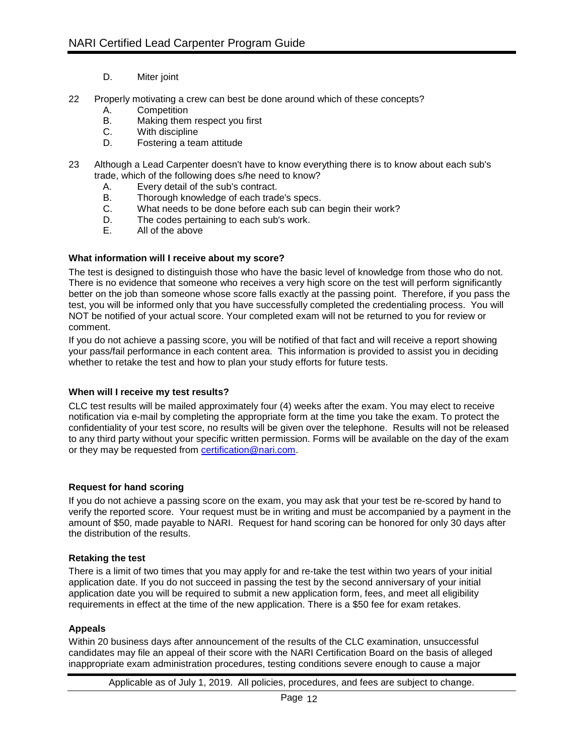D. Miter joint

22 Properly motivating a crew can best be done around which of these concepts?

A. Competition
B. Making them respect you first
C. With discipline
D. Fostering a team attitude

23 Although a Lead Carpenter doesn't have to know everything there is to know about each sub's trade, which of the following does s/he need to know?

A. Every detail of the sub's contract.
B. Thorough knowledge of each trade's specs.
C. What needs to be done before each sub can begin their work?
D. The codes pertaining to each sub's work.
E. All of the above

**What information will I receive about my score?**

The test is designed to distinguish those who have the basic level of knowledge from those who do not. There is no evidence that someone who receives a very high score on the test will perform significantly better on the job than someone whose score falls exactly at the passing point. Therefore, if you pass the test, you will be informed only that you have successfully completed the credentialing process. You will NOT be notified of your actual score. Your completed exam will not be returned to you for review or comment.

If you do not achieve a passing score, you will be notified of that fact and will receive a report showing your pass/fail performance in each content area. This information is provided to assist you in deciding whether to retake the test and how to plan your study efforts for future tests.

**When will I receive my test results?**

CLC test results will be mailed approximately four (4) weeks after the exam. You may elect to receive notification via e-mail by completing the appropriate form at the time you take the exam. To protect the confidentiality of your test score, no results will be given over the telephone. Results will not be released to any third party without your specific written permission. Forms will be available on the day of the exam or they may be requested from certification@nari.com.

**Request for hand scoring**

If you do not achieve a passing score on the exam, you may ask that your test be re-scored by hand to verify the reported score. Your request must be in writing and must be accompanied by a payment in the amount of $50, made payable to NARI. Request for hand scoring can be honored for only 30 days after the distribution of the results.

**Retaking the test**

There is a limit of two times that you may apply for and re-take the test within two years of your initial application date. If you do not succeed in passing the test by the second anniversary of your initial application date you will be required to submit a new application form, fees, and meet all eligibility requirements in effect at the time of the new application. There is a $50 fee for exam retakes.

**Appeals**

Within 20 business days after announcement of the results of the CLC examination, unsuccessful candidates may file an appeal of their score with the NARI Certification Board on the basis of alleged inappropriate exam administration procedures, testing conditions severe enough to cause a major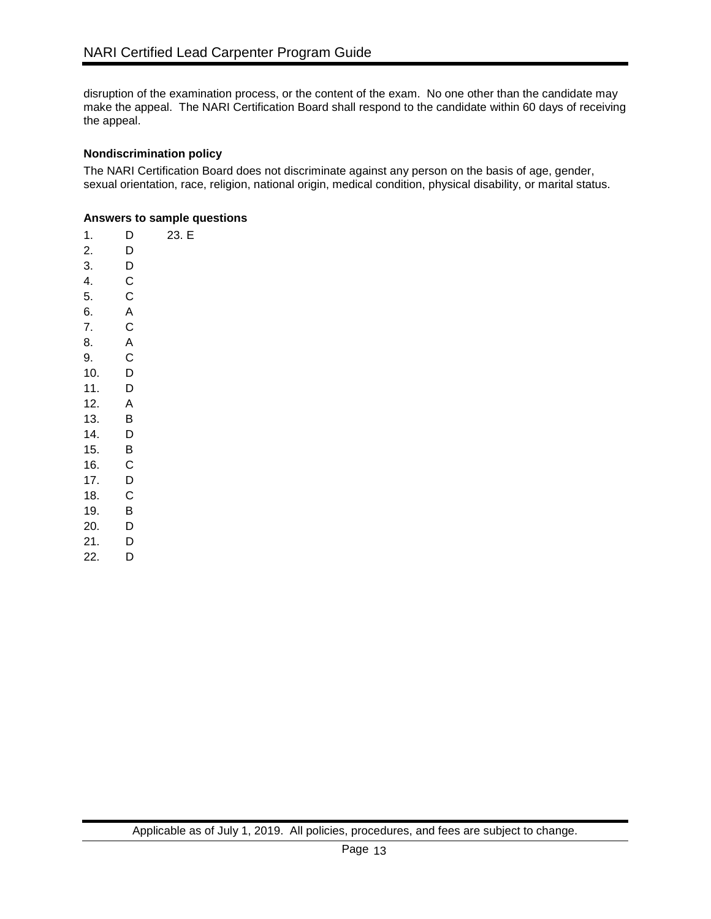disruption of the examination process, or the content of the exam. No one other than the candidate may make the appeal. The NARI Certification Board shall respond to the candidate within 60 days of receiving the appeal.

**Nondiscrimination policy**

The NARI Certification Board does not discriminate against any person on the basis of age, gender, sexual orientation, race, religion, national origin, medical condition, physical disability, or marital status.

**Answers to sample questions**

| | | |
|---|---|---|
| 1. | D | 23. E |
| 2. | D | |
| 3. | D | |
| 4. | C | |
| 5. | C | |
| 6. | A | |
| 7. | C | |
| 8. | A | |
| 9. | C | |
| 10. | D | |
| 11. | D | |
| 12. | A | |
| 13. | B | |
| 14. | D | |
| 15. | B | |
| 16. | C | |
| 17. | D | |
| 18. | C | |
| 19. | B | |
| 20. | D | |
| 21. | D | |
| 22. | D | |